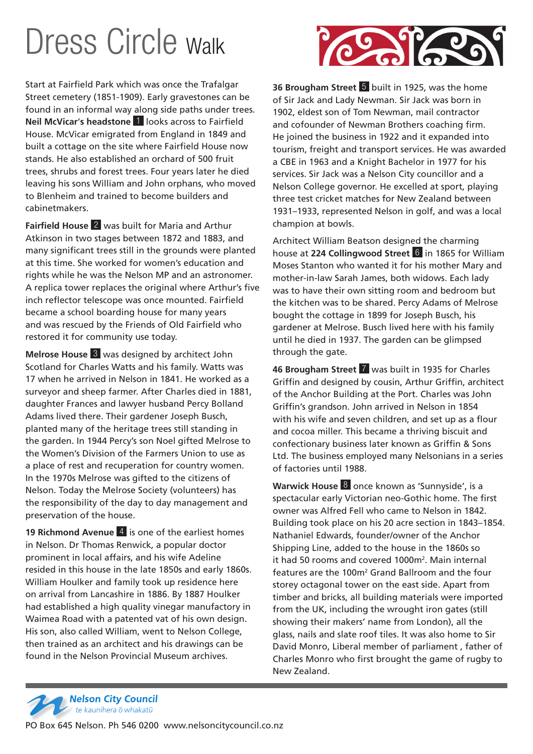# Dress Circle Walk

Start at Fairfield Park which was once the Trafalgar Street cemetery (1851-1909). Early gravestones can be found in an informal way along side paths under trees. **Neil McVicar's headstone** 1 looks across to Fairfield House. McVicar emigrated from England in 1849 and built a cottage on the site where Fairfield House now stands. He also established an orchard of 500 fruit trees, shrubs and forest trees. Four years later he died leaving his sons William and John orphans, who moved to Blenheim and trained to become builders and cabinetmakers.

**Fairfield House** 2 was built for Maria and Arthur Atkinson in two stages between 1872 and 1883, and many significant trees still in the grounds were planted at this time. She worked for women's education and rights while he was the Nelson MP and an astronomer. A replica tower replaces the original where Arthur's five inch reflector telescope was once mounted. Fairfield became a school boarding house for many years and was rescued by the Friends of Old Fairfield who restored it for community use today.

**Melrose House** 3 was designed by architect John Scotland for Charles Watts and his family. Watts was 17 when he arrived in Nelson in 1841. He worked as a surveyor and sheep farmer. After Charles died in 1881, daughter Frances and lawyer husband Percy Bolland Adams lived there. Their gardener Joseph Busch, planted many of the heritage trees still standing in the garden. In 1944 Percy's son Noel gifted Melrose to the Women's Division of the Farmers Union to use as a place of rest and recuperation for country women. In the 1970s Melrose was gifted to the citizens of Nelson. Today the Melrose Society (volunteers) has the responsibility of the day to day management and preservation of the house.

**19 Richmond Avenue** 4 is one of the earliest homes in Nelson. Dr Thomas Renwick, a popular doctor prominent in local affairs, and his wife Adeline resided in this house in the late 1850s and early 1860s. William Houlker and family took up residence here on arrival from Lancashire in 1886. By 1887 Houlker had established a high quality vinegar manufactory in Waimea Road with a patented vat of his own design. His son, also called William, went to Nelson College, then trained as an architect and his drawings can be found in the Nelson Provincial Museum archives.

**36 Brougham Street** 5 built in 1925, was the home of Sir Jack and Lady Newman. Sir Jack was born in 1902, eldest son of Tom Newman, mail contractor and cofounder of Newman Brothers coaching firm. He joined the business in 1922 and it expanded into tourism, freight and transport services. He was awarded a CBE in 1963 and a Knight Bachelor in 1977 for his services. Sir Jack was a Nelson City councillor and a Nelson College governor. He excelled at sport, playing three test cricket matches for New Zealand between 1931–1933, represented Nelson in golf, and was a local champion at bowls.

Architect William Beatson designed the charming house at **224 Collingwood Street** 6 in 1865 for William Moses Stanton who wanted it for his mother Mary and mother-in-law Sarah James, both widows. Each lady was to have their own sitting room and bedroom but the kitchen was to be shared. Percy Adams of Melrose bought the cottage in 1899 for Joseph Busch, his gardener at Melrose. Busch lived here with his family until he died in 1937. The garden can be glimpsed through the gate.

**46 Brougham Street** 7 was built in 1935 for Charles Griffin and designed by cousin, Arthur Griffin, architect of the Anchor Building at the Port. Charles was John Griffin's grandson. John arrived in Nelson in 1854 with his wife and seven children, and set up as a flour and cocoa miller. This became a thriving biscuit and confectionary business later known as Griffin & Sons Ltd. The business employed many Nelsonians in a series of factories until 1988.

**Warwick House** 8 once known as 'Sunnyside', is a spectacular early Victorian neo-Gothic home. The first owner was Alfred Fell who came to Nelson in 1842. Building took place on his 20 acre section in 1843–1854. Nathaniel Edwards, founder/owner of the Anchor Shipping Line, added to the house in the 1860s so it had 50 rooms and covered 1000m$^2$. Main internal features are the 100m$^2$ Grand Ballroom and the four storey octagonal tower on the east side. Apart from timber and bricks, all building materials were imported from the UK, including the wrought iron gates (still showing their makers' name from London), all the glass, nails and slate roof tiles. It was also home to Sir David Monro, Liberal member of parliament , father of Charles Monro who first brought the game of rugby to New Zealand.

Nelson City Council
te kaunihera ō whakatū

PO Box 645 Nelson. Ph 546 0200 www.nelsoncitycouncil.co.nz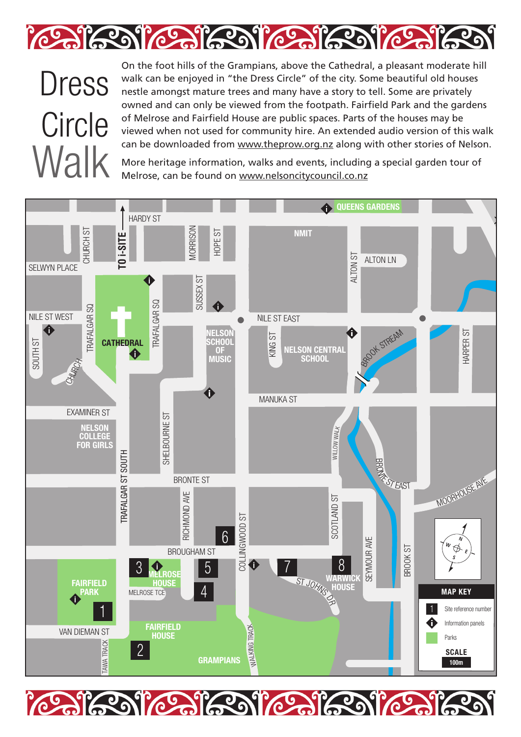# Dress Circle Walk

On the foot hills of the Grampians, above the Cathedral, a pleasant moderate hill walk can be enjoyed in "the Dress Circle" of the city. Some beautiful old houses nestle amongst mature trees and many have a story to tell. Some are privately owned and can only be viewed from the footpath. Fairfield Park and the gardens of Melrose and Fairfield House are public spaces. Parts of the houses may be viewed when not used for community hire. An extended audio version of this walk can be downloaded from www.theprow.org.nz along with other stories of Nelson.

More heritage information, walks and events, including a special garden tour of Melrose, can be found on www.nelsoncitycouncil.co.nz

QUEENS GARDENS
HARDY ST
TO i-SITE
CHURCH ST
MORRISON
HOPE ST
NMIT
ALTON ST
ALTON LN
SELWYN PLACE
SUSSEX ST
TRAFALGAR SQ
NILE ST WEST
NILE ST EAST
CATHEDRAL
NELSON SCHOOL OF MUSIC
KING ST
NELSON CENTRAL SCHOOL
BROOK STREAM
HARPER ST
SOUTH ST
CHURCH
MANUKA ST
EXAMINER ST
NELSON COLLEGE FOR GIRLS
SHELBOURNE ST
WILLOW WALK
BRONTE ST EAST
TRAFALGAR ST SOUTH
BRONTE ST
RICHMOND AVE
COLLINGWOOD ST
SCOTLAND ST
MOORHOUSE AVE
SEYMOUR AVE
BROOK ST
BROUGHAM ST
MELROSE HOUSE
MELROSE TCE
WARWICK HOUSE
ST JOHNS DR
FAIRFIELD PARK
VAN DIEMAN ST
FAIRFIELD HOUSE
GRAMPIANS
WALKING TRACK
TAWA TRACK
1 2 3 4 5 6 7 8
N E S W

MAP KEY
1 Site reference number
Information panels
Parks
SCALE
100m